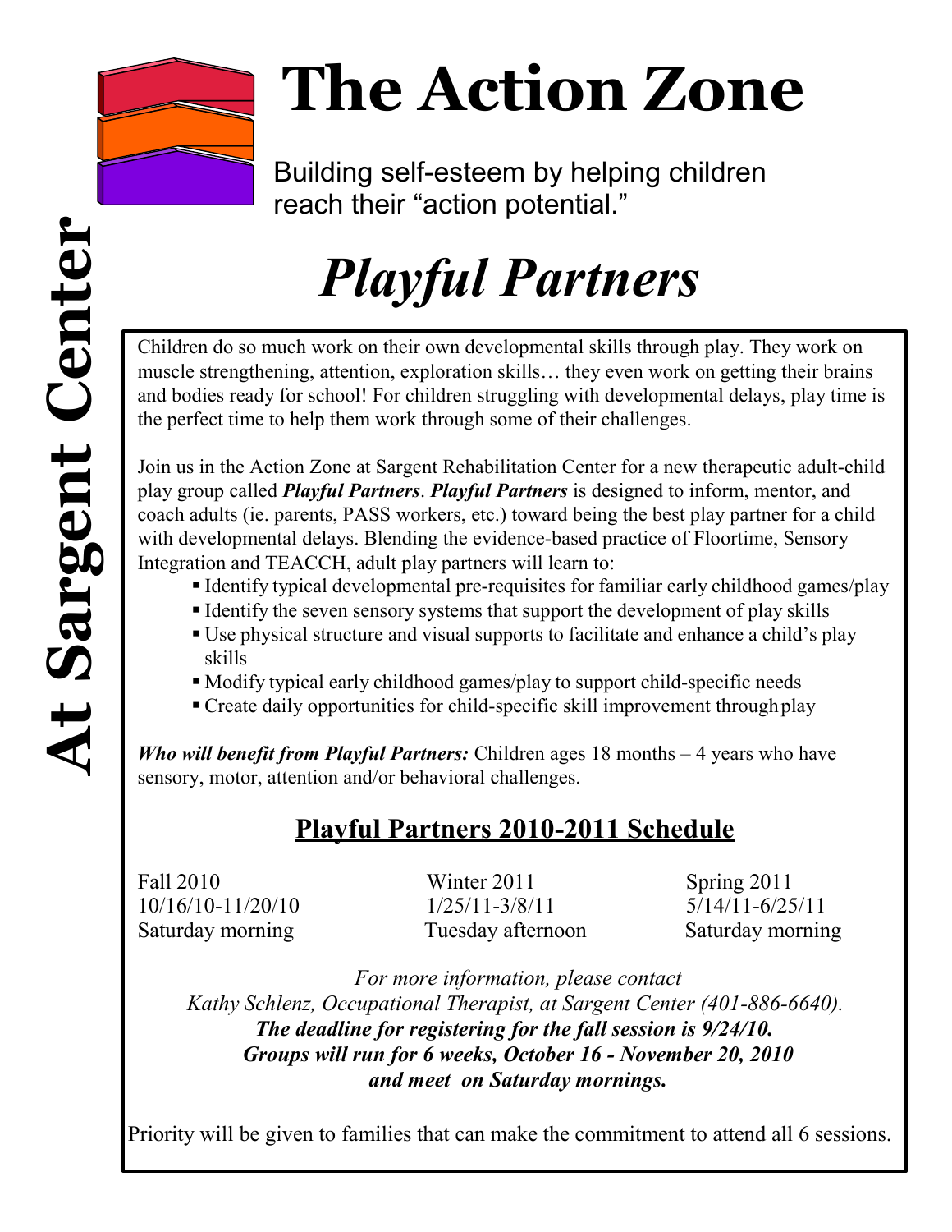# The Action Zone

Building self-esteem by helping children reach their "action potential."

**At Sargent Center**

## *Playful Partners*

Children do so much work on their own developmental skills through play. They work on muscle strengthening, attention, exploration skills… they even work on getting their brains and bodies ready for school! For children struggling with developmental delays, play time is the perfect time to help them work through some of their challenges.

Join us in the Action Zone at Sargent Rehabilitation Center for a new therapeutic adult-child play group called ***Playful Partners***. ***Playful Partners*** is designed to inform, mentor, and coach adults (ie. parents, PASS workers, etc.) toward being the best play partner for a child with developmental delays. Blending the evidence-based practice of Floortime, Sensory Integration and TEACCH, adult play partners will learn to:

- Identify typical developmental pre-requisites for familiar early childhood games/play
- Identify the seven sensory systems that support the development of play skills
- Use physical structure and visual supports to facilitate and enhance a child's play skills
- Modify typical early childhood games/play to support child-specific needs
- Create daily opportunities for child-specific skill improvement through play

***Who will benefit from Playful Partners:*** Children ages 18 months – 4 years who have sensory, motor, attention and/or behavioral challenges.

### Playful Partners 2010-2011 Schedule

| Fall 2010 | Winter 2011 | Spring 2011 |
|---|---|---|
| 10/16/10-11/20/10 | 1/25/11-3/8/11 | 5/14/11-6/25/11 |
| Saturday morning | Tuesday afternoon | Saturday morning |

*For more information, please contact*
*Kathy Schlenz, Occupational Therapist, at Sargent Center (401-886-6640).*
***The deadline for registering for the fall session is 9/24/10.***
***Groups will run for 6 weeks, October 16 - November 20, 2010 and meet on Saturday mornings.***

Priority will be given to families that can make the commitment to attend all 6 sessions.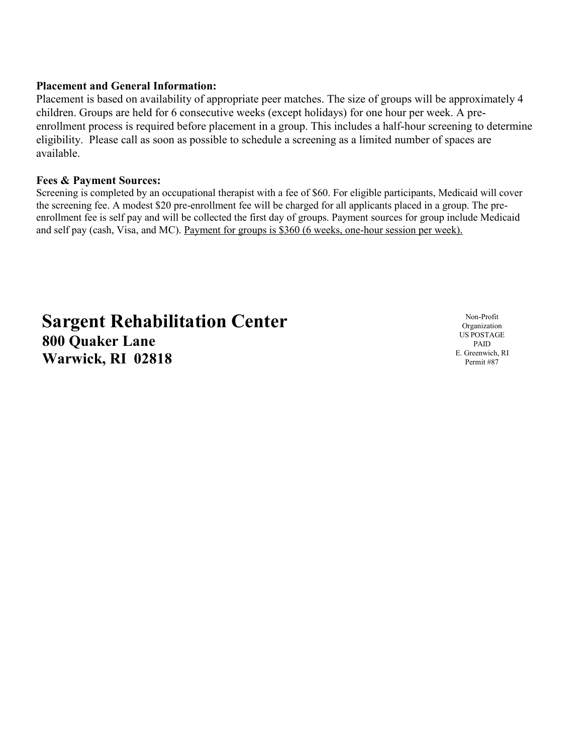**Placement and General Information:**

Placement is based on availability of appropriate peer matches. The size of groups will be approximately 4 children. Groups are held for 6 consecutive weeks (except holidays) for one hour per week. A pre-enrollment process is required before placement in a group. This includes a half-hour screening to determine eligibility. Please call as soon as possible to schedule a screening as a limited number of spaces are available.

**Fees & Payment Sources:**

Screening is completed by an occupational therapist with a fee of $60. For eligible participants, Medicaid will cover the screening fee. A modest $20 pre-enrollment fee will be charged for all applicants placed in a group. The pre-enrollment fee is self pay and will be collected the first day of groups. Payment sources for group include Medicaid and self pay (cash, Visa, and MC). <u>Payment for groups is $360 (6 weeks, one-hour session per week).</u>

# Sargent Rehabilitation Center

**800 Quaker Lane**
**Warwick, RI 02818**

Non-Profit
Organization
US POSTAGE
PAID
E. Greenwich, RI
Permit #87